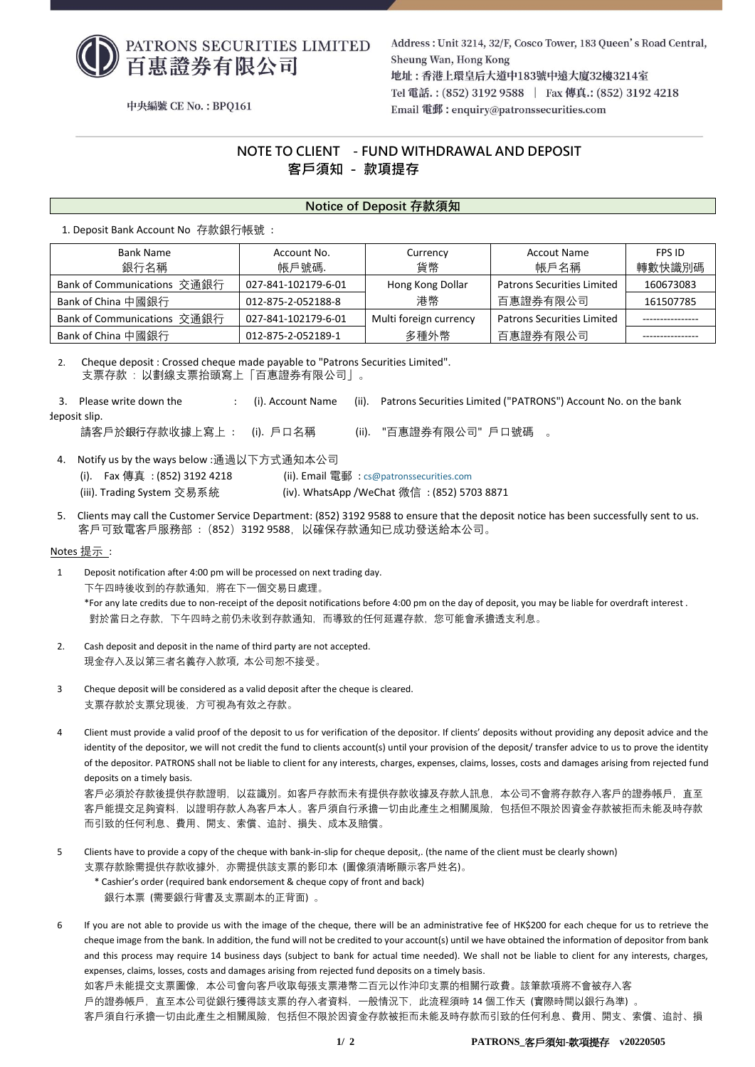PATRONS SECURITIES LIMITED
百惠證券有限公司

中央編號 CE No. : BPQ161

Address : Unit 3214, 32/F, Cosco Tower, 183 Queen's Road Central, Sheung Wan, Hong Kong
地址：香港上環皇后大道中183號中遠大廈32樓3214室
Tel 電話. : (852) 3192 9588 | Fax 傳真.: (852) 3192 4218
Email 電郵 : enquiry@patronssecurities.com

# NOTE TO CLIENT - FUND WITHDRAWAL AND DEPOSIT
# 客戶須知 - 款項提存

## Notice of Deposit 存款須知

1. Deposit Bank Account No 存款銀行帳號 ：

| Bank Name 銀行名稱 | Account No. 帳戶號碼. | Currency 貨幣 | Account Name 帳戶名稱 | FPS ID 轉數快識別碼 |
|---|---|---|---|---|
| Bank of Communications 交通銀行 | 027-841-102179-6-01 | Hong Kong Dollar 港幣 | Patrons Securities Limited 百惠證券有限公司 | 160673083 |
| Bank of China 中國銀行 | 012-875-2-052188-8 | | | 161507785 |
| Bank of Communications 交通銀行 | 027-841-102179-6-01 | Multi foreign currency 多種外幣 | Patrons Securities Limited 百惠證券有限公司 | ---------------- |
| Bank of China 中國銀行 | 012-875-2-052189-1 | | | ---------------- |

2. Cheque deposit : Crossed cheque made payable to "Patrons Securities Limited".
   支票存款 ： 以劃線支票抬頭寫上「百惠證券有限公司」。

3. Please write down the : (i). Account Name (ii). Patrons Securities Limited ("PATRONS") Account No. on the bank deposit slip.
   請客戶於銀行存款收據上寫上： (i). 戶口名稱 (ii). "百惠證券有限公司" 戶口號碼 。

4. Notify us by the ways below :通過以下方式通知本公司
   (i). Fax 傳真 : (852) 3192 4218 (ii). Email 電郵 ：cs@patronssecurities.com
   (iii). Trading System 交易系統 (iv). WhatsApp /WeChat 微信 : (852) 5703 8871

5. Clients may call the Customer Service Department: (852) 3192 9588 to ensure that the deposit notice has been successfully sent to us.
   客戶可致電客戶服務部 ：(852）3192 9588，以確保存款通知已成功發送給本公司。

Notes 提示 ：

1 Deposit notification after 4:00 pm will be processed on next trading day.
下午四時後收到的存款通知，將在下一個交易日處理。
*For any late credits due to non-receipt of the deposit notifications before 4:00 pm on the day of deposit, you may be liable for overdraft interest .
對於當日之存款，下午四時之前仍未收到存款通知，而導致的任何延遲存款，您可能會承擔透支利息。

2. Cash deposit and deposit in the name of third party are not accepted.
現金存入及以第三者名義存入款項，本公司恕不接受。

3 Cheque deposit will be considered as a valid deposit after the cheque is cleared.
支票存款於支票兌現後，方可視為有效之存款。

4 Client must provide a valid proof of the deposit to us for verification of the depositor. If clients' deposits without providing any deposit advice and the identity of the depositor, we will not credit the fund to clients account(s) until your provision of the deposit/ transfer advice to us to prove the identity of the depositor. PATRONS shall not be liable to client for any interests, charges, expenses, claims, losses, costs and damages arising from rejected fund deposits on a timely basis.
客戶必須於存款後提供存款證明，以茲識別。如客戶存款而未有提供存款收據及存款人訊息，本公司不會將存款存入客戶的證券帳戶，直至客戶能提交足夠資料，以證明存款人為客戶本人。客戶須自行承擔一切由此產生之相關風險，包括但不限於因資金存款被拒而未能及時存款而引致的任何利息、費用、開支、索償、追討、損失、成本及賠償。

5 Clients have to provide a copy of the cheque with bank-in-slip for cheque deposit,. (the name of the client must be clearly shown)
支票存款除需提供存款收據外，亦需提供該支票的影印本 (圖像須清晰顯示客戶姓名)。
* Cashier's order (required bank endorsement & cheque copy of front and back)
銀行本票 (需要銀行背書及支票副本的正背面) 。

6 If you are not able to provide us with the image of the cheque, there will be an administrative fee of HK$200 for each cheque for us to retrieve the cheque image from the bank. In addition, the fund will not be credited to your account(s) until we have obtained the information of depositor from bank and this process may require 14 business days (subject to bank for actual time needed). We shall not be liable to client for any interests, charges, expenses, claims, losses, costs and damages arising from rejected fund deposits on a timely basis.
如客戶未能提交支票圖像，本公司會向客戶收取每張支票港幣二百元以作沖印支票的相關行政費。該筆款項將不會被存入客戶的證券帳戶，直至本公司從銀行獲得該支票的存入者資料，一般情況下，此流程須時 14 個工作天 (實際時間以銀行為準) 。
客戶須自行承擔一切由此產生之相關風險，包括但不限於因資金存款被拒而未能及時存款而引致的任何利息、費用、開支、索償、追討、損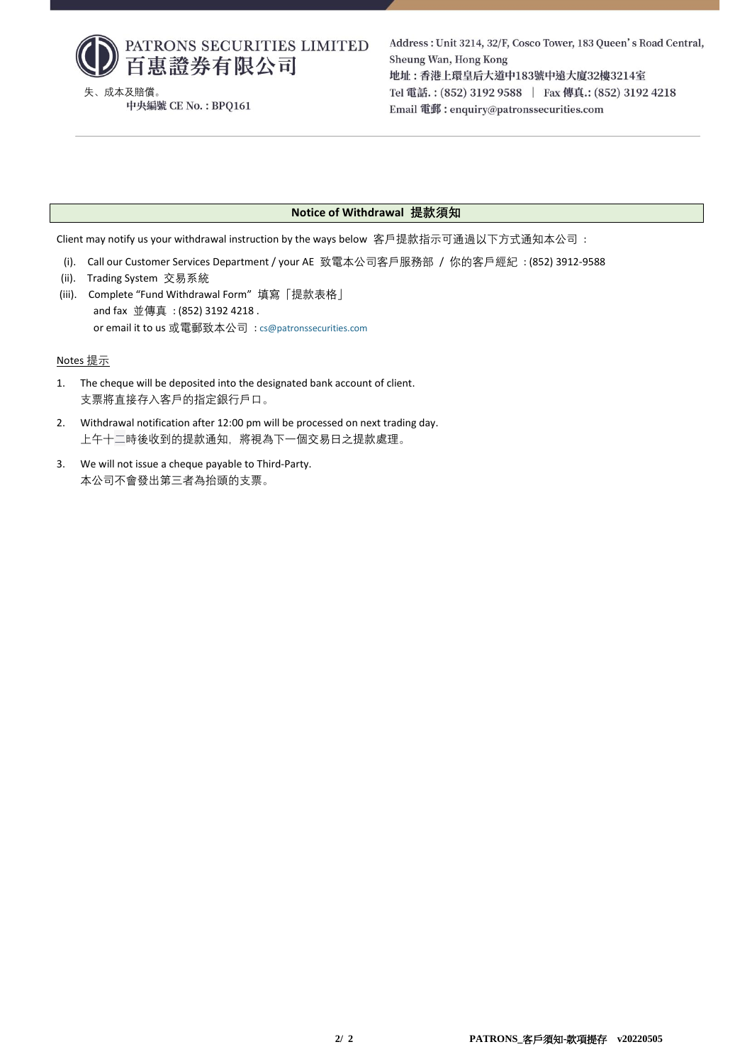PATRONS SECURITIES LIMITED
百惠證券有限公司

失、成本及賠償。
中央編號 CE No. : BPQ161

Address : Unit 3214, 32/F, Cosco Tower, 183 Queen's Road Central, Sheung Wan, Hong Kong
地址：香港上環皇后大道中183號中遠大廈32樓3214室
Tel 電話. : (852) 3192 9588 | Fax 傳真.: (852) 3192 4218
Email 電郵 : enquiry@patronssecurities.com

## Notice of Withdrawal 提款須知

Client may notify us your withdrawal instruction by the ways below 客戶提款指示可通過以下方式通知本公司：

(i). Call our Customer Services Department / your AE 致電本公司客戶服務部 / 你的客戶經紀 : (852) 3912-9588

(ii). Trading System 交易系統

(iii). Complete "Fund Withdrawal Form" 填寫「提款表格」
and fax 並傳真 : (852) 3192 4218 .
or email it to us 或電郵致本公司 : cs@patronssecurities.com

Notes 提示

1. The cheque will be deposited into the designated bank account of client.
支票將直接存入客戶的指定銀行戶口。

2. Withdrawal notification after 12:00 pm will be processed on next trading day.
上午十二時後收到的提款通知，將視為下一個交易日之提款處理。

3. We will not issue a cheque payable to Third-Party.
本公司不會發出第三者為抬頭的支票。

PATRONS_客戶須知-款項提存 v20220505